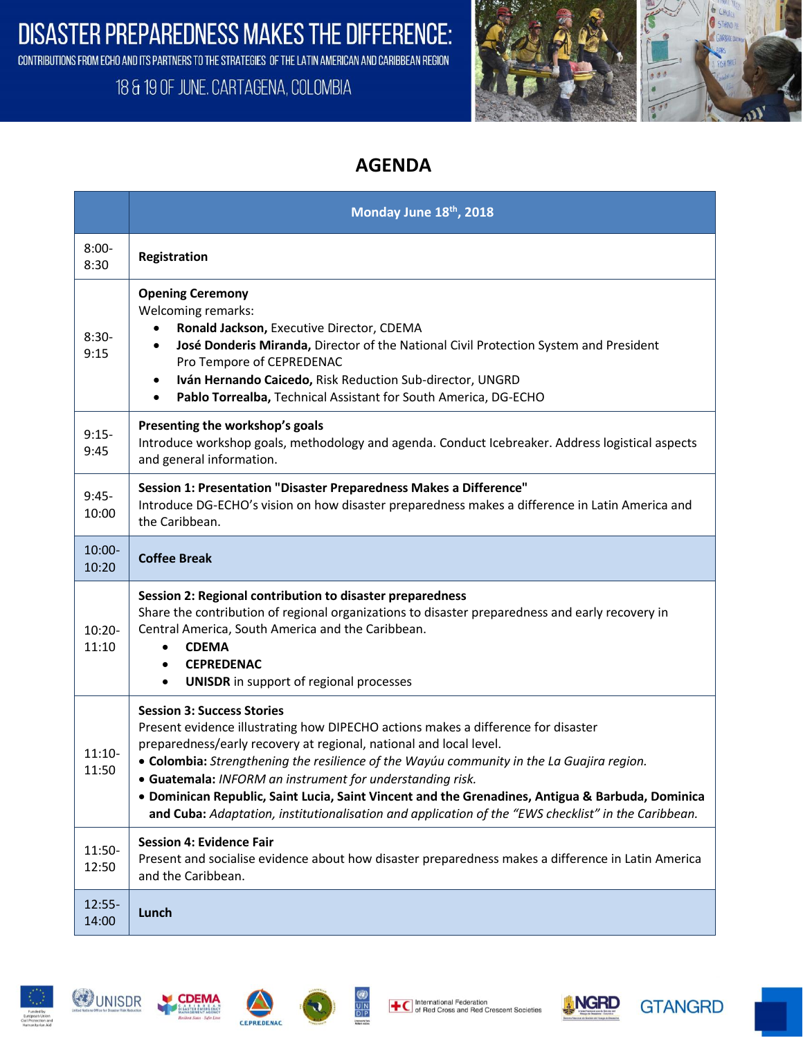# DISASTER PREPAREDNESS MAKES THE DIFFERENCE:

CONTRIBUTIONS FROM ECHO AND ITS PARTNERS TO THE STRATEGIES OF THE LATIN AMERICAN AND CARIBBEAN REGION

18 & 19 OF JUNE. CARTAGENA, COLOMBIA

## AGENDA

| | Monday June 18th, 2018 |
|---|---|
| 8:00-8:30 | **Registration** |
| 8:30-9:15 | **Opening Ceremony**<br>Welcoming remarks:<br>• **Ronald Jackson,** Executive Director, CDEMA<br>• **José Donderis Miranda,** Director of the National Civil Protection System and President Pro Tempore of CEPREDENAC<br>• **Iván Hernando Caicedo,** Risk Reduction Sub-director, UNGRD<br>• **Pablo Torrealba,** Technical Assistant for South America, DG-ECHO |
| 9:15-9:45 | **Presenting the workshop's goals**<br>Introduce workshop goals, methodology and agenda. Conduct Icebreaker. Address logistical aspects and general information. |
| 9:45-10:00 | **Session 1: Presentation "Disaster Preparedness Makes a Difference"**<br>Introduce DG-ECHO's vision on how disaster preparedness makes a difference in Latin America and the Caribbean. |
| 10:00-10:20 | **Coffee Break** |
| 10:20-11:10 | **Session 2: Regional contribution to disaster preparedness**<br>Share the contribution of regional organizations to disaster preparedness and early recovery in Central America, South America and the Caribbean.<br>• **CDEMA**<br>• **CEPREDENAC**<br>• **UNISDR** in support of regional processes |
| 11:10-11:50 | **Session 3: Success Stories**<br>Present evidence illustrating how DIPECHO actions makes a difference for disaster preparedness/early recovery at regional, national and local level.<br>• **Colombia:** *Strengthening the resilience of the Wayúu community in the La Guajira region.*<br>• **Guatemala:** *INFORM an instrument for understanding risk.*<br>• **Dominican Republic, Saint Lucia, Saint Vincent and the Grenadines, Antigua & Barbuda, Dominica and Cuba:** *Adaptation, institutionalisation and application of the "EWS checklist" in the Caribbean.* |
| 11:50-12:50 | **Session 4: Evidence Fair**<br>Present and socialise evidence about how disaster preparedness makes a difference in Latin America and the Caribbean. |
| 12:55-14:00 | **Lunch** |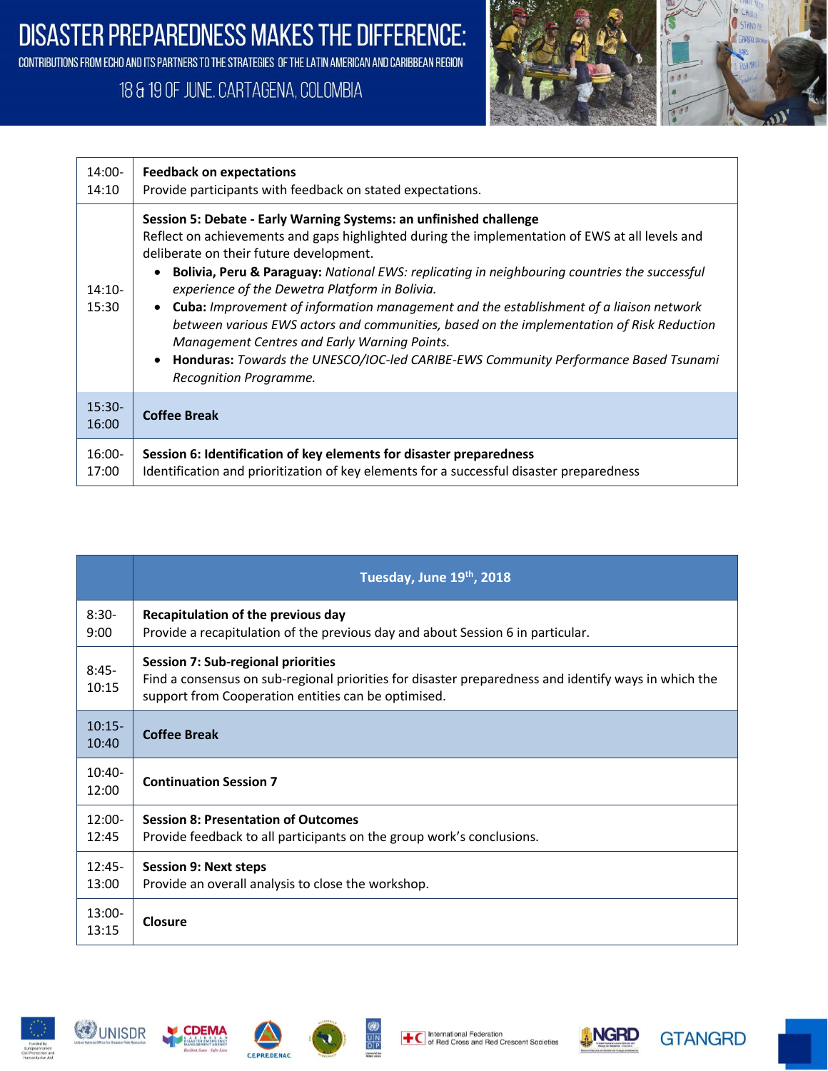# DISASTER PREPAREDNESS MAKES THE DIFFERENCE:

CONTRIBUTIONS FROM ECHO AND ITS PARTNERS TO THE STRATEGIES OF THE LATIN AMERICAN AND CARIBBEAN REGION

18 & 19 OF JUNE. CARTAGENA, COLOMBIA

| | |
|---|---|
| 14:00-14:10 | **Feedback on expectations**<br>Provide participants with feedback on stated expectations. |
| 14:10-15:30 | **Session 5: Debate - Early Warning Systems: an unfinished challenge**<br>Reflect on achievements and gaps highlighted during the implementation of EWS at all levels and deliberate on their future development.<br>• **Bolivia, Peru & Paraguay:** *National EWS: replicating in neighbouring countries the successful experience of the Dewetra Platform in Bolivia.*<br>• **Cuba:** *Improvement of information management and the establishment of a liaison network between various EWS actors and communities, based on the implementation of Risk Reduction Management Centres and Early Warning Points.*<br>• **Honduras:** *Towards the UNESCO/IOC-led CARIBE-EWS Community Performance Based Tsunami Recognition Programme.* |
| 15:30-16:00 | **Coffee Break** |
| 16:00-17:00 | **Session 6: Identification of key elements for disaster preparedness**<br>Identification and prioritization of key elements for a successful disaster preparedness |

| | **Tuesday, June 19th, 2018** |
|---|---|
| 8:30-9:00 | **Recapitulation of the previous day**<br>Provide a recapitulation of the previous day and about Session 6 in particular. |
| 8:45-10:15 | **Session 7: Sub-regional priorities**<br>Find a consensus on sub-regional priorities for disaster preparedness and identify ways in which the support from Cooperation entities can be optimised. |
| 10:15-10:40 | **Coffee Break** |
| 10:40-12:00 | **Continuation Session 7** |
| 12:00-12:45 | **Session 8: Presentation of Outcomes**<br>Provide feedback to all participants on the group work's conclusions. |
| 12:45-13:00 | **Session 9: Next steps**<br>Provide an overall analysis to close the workshop. |
| 13:00-13:15 | **Closure** |